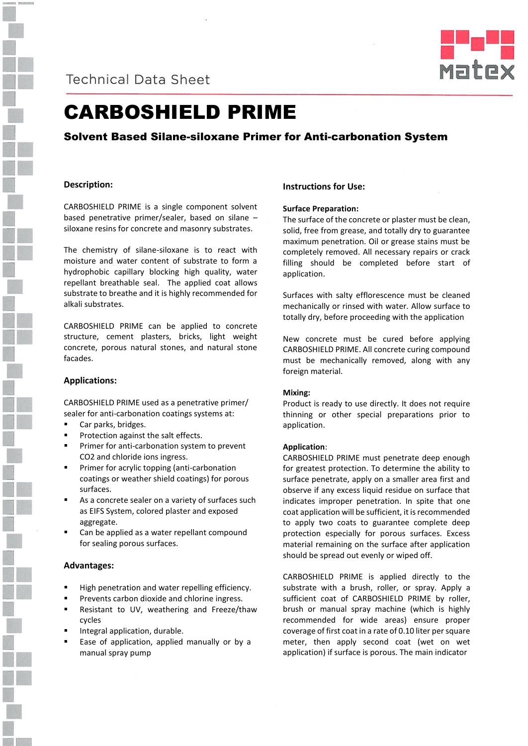Technical Data Sheet

# CARBOSHIELD PRIME

## Solvent Based Silane-siloxane Primer for Anti-carbonation System

### Description:

CARBOSHIELD PRIME is a single component solvent based penetrative primer/sealer, based on silane – siloxane resins for concrete and masonry substrates.

The chemistry of silane-siloxane is to react with moisture and water content of substrate to form a hydrophobic capillary blocking high quality, water repellant breathable seal. The applied coat allows substrate to breathe and it is highly recommended for alkali substrates.

CARBOSHIELD PRIME can be applied to concrete structure, cement plasters, bricks, light weight concrete, porous natural stones, and natural stone facades.

### Applications:

CARBOSHIELD PRIME used as a penetrative primer/ sealer for anti-carbonation coatings systems at:

- Car parks, bridges.
- Protection against the salt effects.
- Primer for anti-carbonation system to prevent CO2 and chloride ions ingress.
- Primer for acrylic topping (anti-carbonation coatings or weather shield coatings) for porous surfaces.
- As a concrete sealer on a variety of surfaces such as EIFS System, colored plaster and exposed aggregate.
- Can be applied as a water repellant compound for sealing porous surfaces.

### Advantages:

- High penetration and water repelling efficiency.
- Prevents carbon dioxide and chlorine ingress.
- Resistant to UV, weathering and Freeze/thaw cycles
- Integral application, durable.
- Ease of application, applied manually or by a manual spray pump

### Instructions for Use:

**Surface Preparation:**

The surface of the concrete or plaster must be clean, solid, free from grease, and totally dry to guarantee maximum penetration. Oil or grease stains must be completely removed. All necessary repairs or crack filling should be completed before start of application.

Surfaces with salty efflorescence must be cleaned mechanically or rinsed with water. Allow surface to totally dry, before proceeding with the application

New concrete must be cured before applying CARBOSHIELD PRIME. All concrete curing compound must be mechanically removed, along with any foreign material.

**Mixing:**

Product is ready to use directly. It does not require thinning or other special preparations prior to application.

**Application:**

CARBOSHIELD PRIME must penetrate deep enough for greatest protection. To determine the ability to surface penetrate, apply on a smaller area first and observe if any excess liquid residue on surface that indicates improper penetration. In spite that one coat application will be sufficient, it is recommended to apply two coats to guarantee complete deep protection especially for porous surfaces. Excess material remaining on the surface after application should be spread out evenly or wiped off.

CARBOSHIELD PRIME is applied directly to the substrate with a brush, roller, or spray. Apply a sufficient coat of CARBOSHIELD PRIME by roller, brush or manual spray machine (which is highly recommended for wide areas) ensure proper coverage of first coat in a rate of 0.10 liter per square meter, then apply second coat (wet on wet application) if surface is porous. The main indicator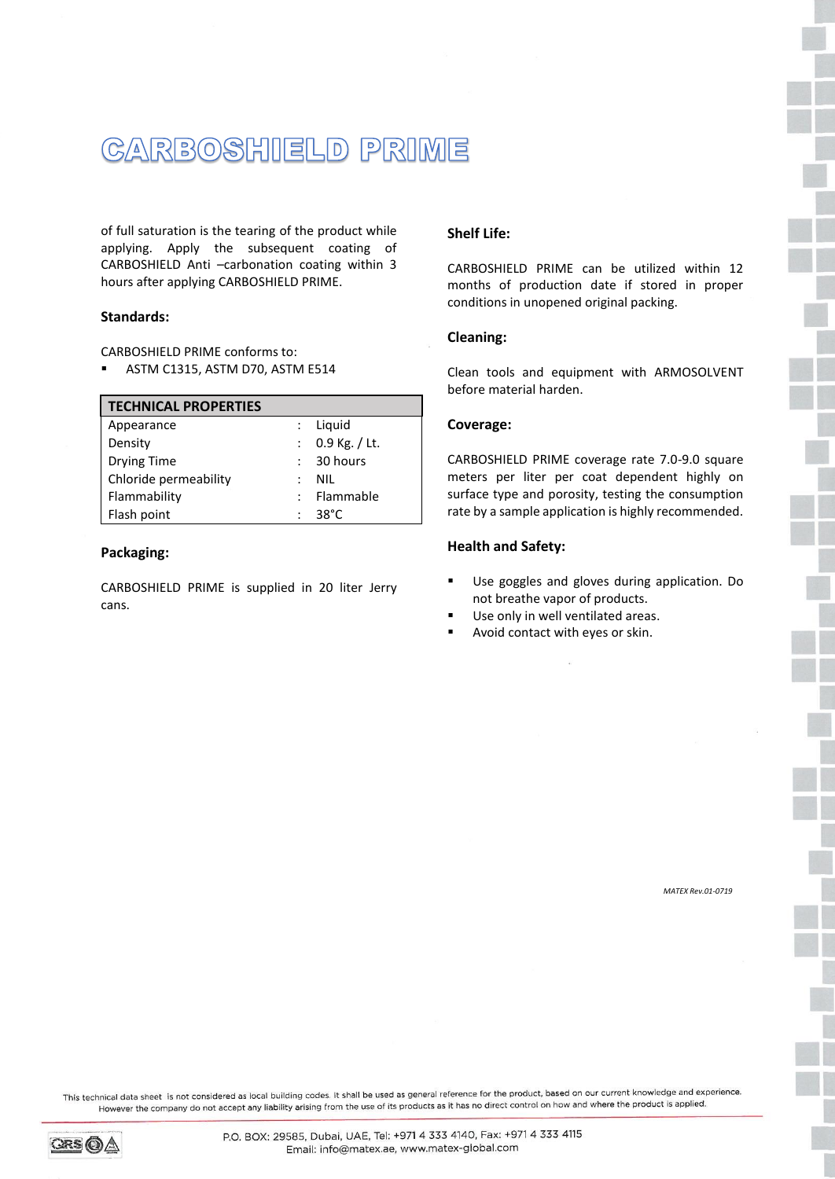# CARBOSHIELD PRIME

of full saturation is the tearing of the product while applying. Apply the subsequent coating of CARBOSHIELD Anti –carbonation coating within 3 hours after applying CARBOSHIELD PRIME.

### Standards:

CARBOSHIELD PRIME conforms to:

- ASTM C1315, ASTM D70, ASTM E514

| TECHNICAL PROPERTIES | | |
|---|---|---|
| Appearance | : | Liquid |
| Density | : | 0.9 Kg. / Lt. |
| Drying Time | : | 30 hours |
| Chloride permeability | : | NIL |
| Flammability | : | Flammable |
| Flash point | : | 38°C |

### Packaging:

CARBOSHIELD PRIME is supplied in 20 liter Jerry cans.

### Shelf Life:

CARBOSHIELD PRIME can be utilized within 12 months of production date if stored in proper conditions in unopened original packing.

### Cleaning:

Clean tools and equipment with ARMOSOLVENT before material harden.

### Coverage:

CARBOSHIELD PRIME coverage rate 7.0-9.0 square meters per liter per coat dependent highly on surface type and porosity, testing the consumption rate by a sample application is highly recommended.

### Health and Safety:

- Use goggles and gloves during application. Do not breathe vapor of products.
- Use only in well ventilated areas.
- Avoid contact with eyes or skin.

*MATEX Rev.01-0719*

This technical data sheet is not considered as local building codes. It shall be used as general reference for the product, based on our current knowledge and experience. However the company do not accept any liability arising from the use of its products as it has no direct control on how and where the product is applied.

P.O. BOX: 29585, Dubai, UAE, Tel: +971 4 333 4140, Fax: +971 4 333 4115
Email: info@matex.ae, www.matex-global.com